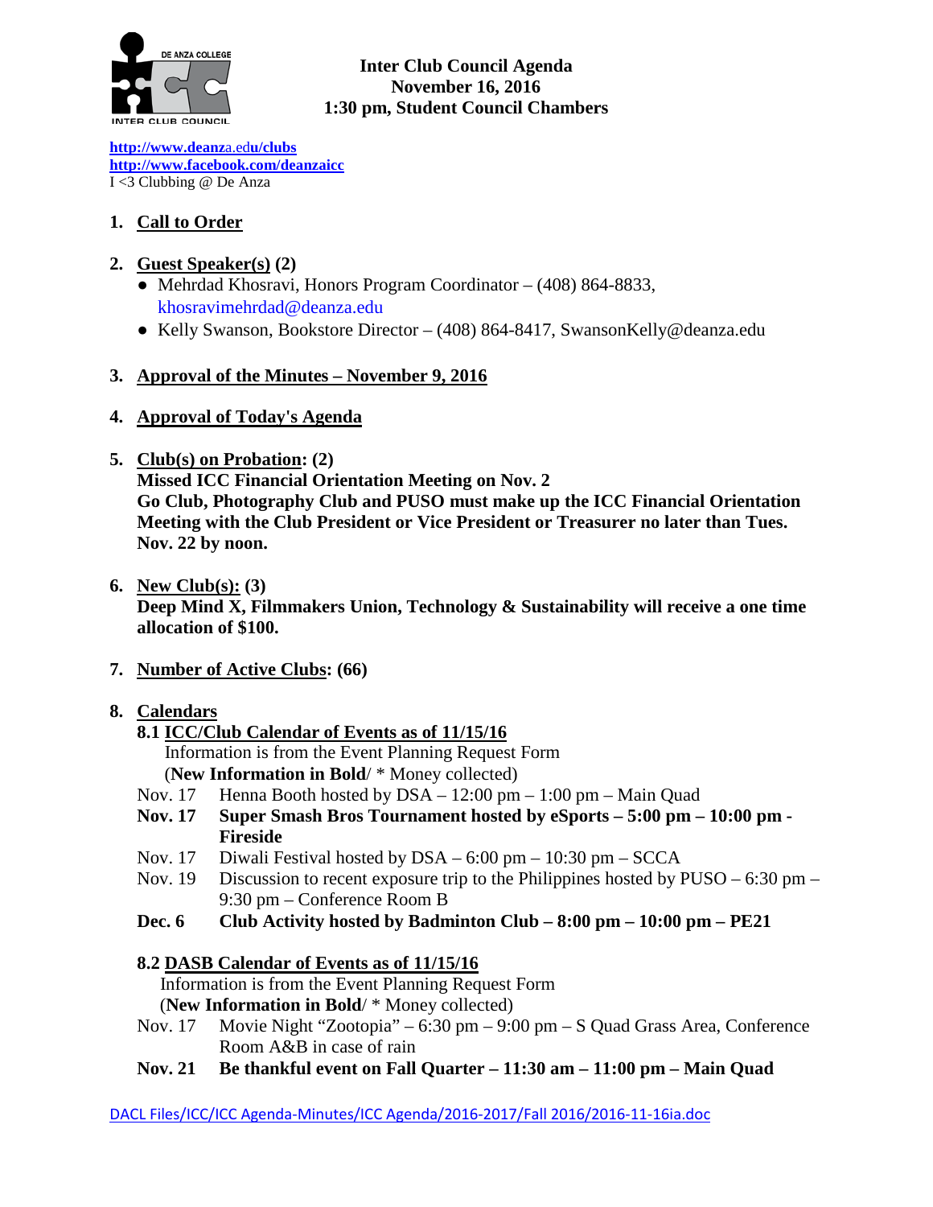**Inter Club Council Agenda**
**November 16, 2016**
**1:30 pm, Student Council Chambers**

**http://www.deanza.edu/clubs**
**http://www.facebook.com/deanzaicc**
I <3 Clubbing @ De Anza

1. **Call to Order**

2. **Guest Speaker(s) (2)**
   - Mehrdad Khosravi, Honors Program Coordinator – (408) 864-8833, khosravimehrdad@deanza.edu
   - Kelly Swanson, Bookstore Director – (408) 864-8417, SwansonKelly@deanza.edu

3. **Approval of the Minutes – November 9, 2016**

4. **Approval of Today's Agenda**

5. **Club(s) on Probation: (2)**
   **Missed ICC Financial Orientation Meeting on Nov. 2**
   **Go Club, Photography Club and PUSO must make up the ICC Financial Orientation Meeting with the Club President or Vice President or Treasurer no later than Tues. Nov. 22 by noon.**

6. **New Club(s): (3)**
   **Deep Mind X, Filmmakers Union, Technology & Sustainability will receive a one time allocation of $100.**

7. **Number of Active Clubs: (66)**

8. **Calendars**

   **8.1 ICC/Club Calendar of Events as of 11/15/16**
   Information is from the Event Planning Request Form
   (**New Information in Bold**/ * Money collected)

   Nov. 17 Henna Booth hosted by DSA – 12:00 pm – 1:00 pm – Main Quad
   **Nov. 17 Super Smash Bros Tournament hosted by eSports – 5:00 pm – 10:00 pm - Fireside**
   Nov. 17 Diwali Festival hosted by DSA – 6:00 pm – 10:30 pm – SCCA
   Nov. 19 Discussion to recent exposure trip to the Philippines hosted by PUSO – 6:30 pm – 9:30 pm – Conference Room B
   **Dec. 6 Club Activity hosted by Badminton Club – 8:00 pm – 10:00 pm – PE21**

   **8.2 DASB Calendar of Events as of 11/15/16**
   Information is from the Event Planning Request Form
   (**New Information in Bold**/ * Money collected)

   Nov. 17 Movie Night "Zootopia" – 6:30 pm – 9:00 pm – S Quad Grass Area, Conference Room A&B in case of rain
   **Nov. 21 Be thankful event on Fall Quarter – 11:30 am – 11:00 pm – Main Quad**

DACL Files/ICC/ICC Agenda-Minutes/ICC Agenda/2016-2017/Fall 2016/2016-11-16ia.doc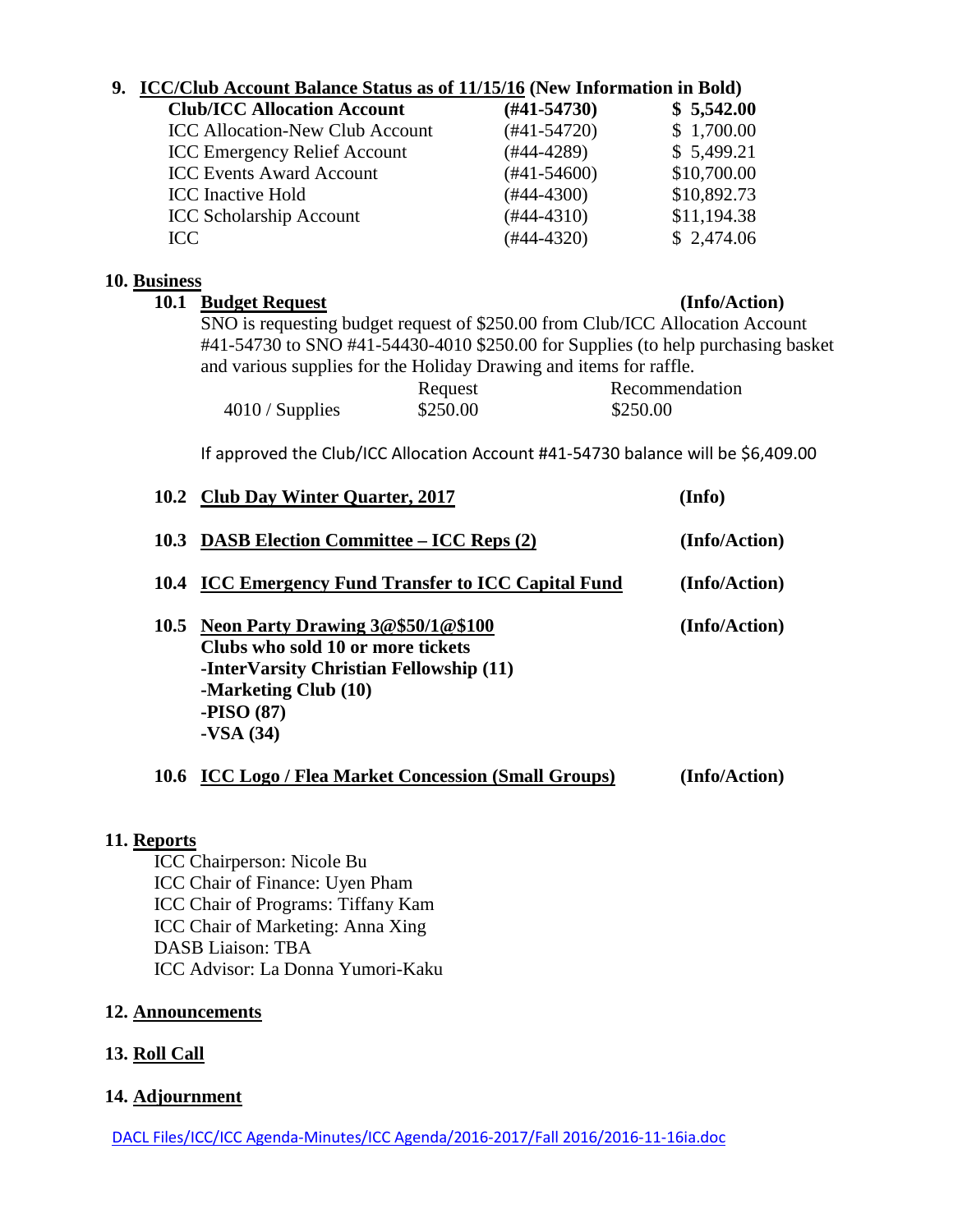## 9. ICC/Club Account Balance Status as of 11/15/16 (New Information in Bold)

| | | |
|---|---|---|
| **Club/ICC Allocation Account** | **(#41-54730)** | **$ 5,542.00** |
| ICC Allocation-New Club Account | (#41-54720) | $ 1,700.00 |
| ICC Emergency Relief Account | (#44-4289) | $ 5,499.21 |
| ICC Events Award Account | (#41-54600) | $10,700.00 |
| ICC Inactive Hold | (#44-4300) | $10,892.73 |
| ICC Scholarship Account | (#44-4310) | $11,194.38 |
| ICC | (#44-4320) | $ 2,474.06 |

## 10. Business

### 10.1 Budget Request (Info/Action)

SNO is requesting budget request of $250.00 from Club/ICC Allocation Account #41-54730 to SNO #41-54430-4010 $250.00 for Supplies (to help purchasing basket and various supplies for the Holiday Drawing and items for raffle.

| | Request | Recommendation |
|---|---|---|
| 4010 / Supplies | $250.00 | $250.00 |

If approved the Club/ICC Allocation Account #41-54730 balance will be $6,409.00

### 10.2 Club Day Winter Quarter, 2017 (Info)

### 10.3 DASB Election Committee – ICC Reps (2) (Info/Action)

### 10.4 ICC Emergency Fund Transfer to ICC Capital Fund (Info/Action)

### 10.5 Neon Party Drawing 3@$50/1@$100 (Info/Action)

**Clubs who sold 10 or more tickets**
**-InterVarsity Christian Fellowship (11)**
**-Marketing Club (10)**
**-PISO (87)**
**-VSA (34)**

### 10.6 ICC Logo / Flea Market Concession (Small Groups) (Info/Action)

## 11. Reports

ICC Chairperson: Nicole Bu
ICC Chair of Finance: Uyen Pham
ICC Chair of Programs: Tiffany Kam
ICC Chair of Marketing: Anna Xing
DASB Liaison: TBA
ICC Advisor: La Donna Yumori-Kaku

## 12. Announcements

## 13. Roll Call

## 14. Adjournment

DACL Files/ICC/ICC Agenda-Minutes/ICC Agenda/2016-2017/Fall 2016/2016-11-16ia.doc